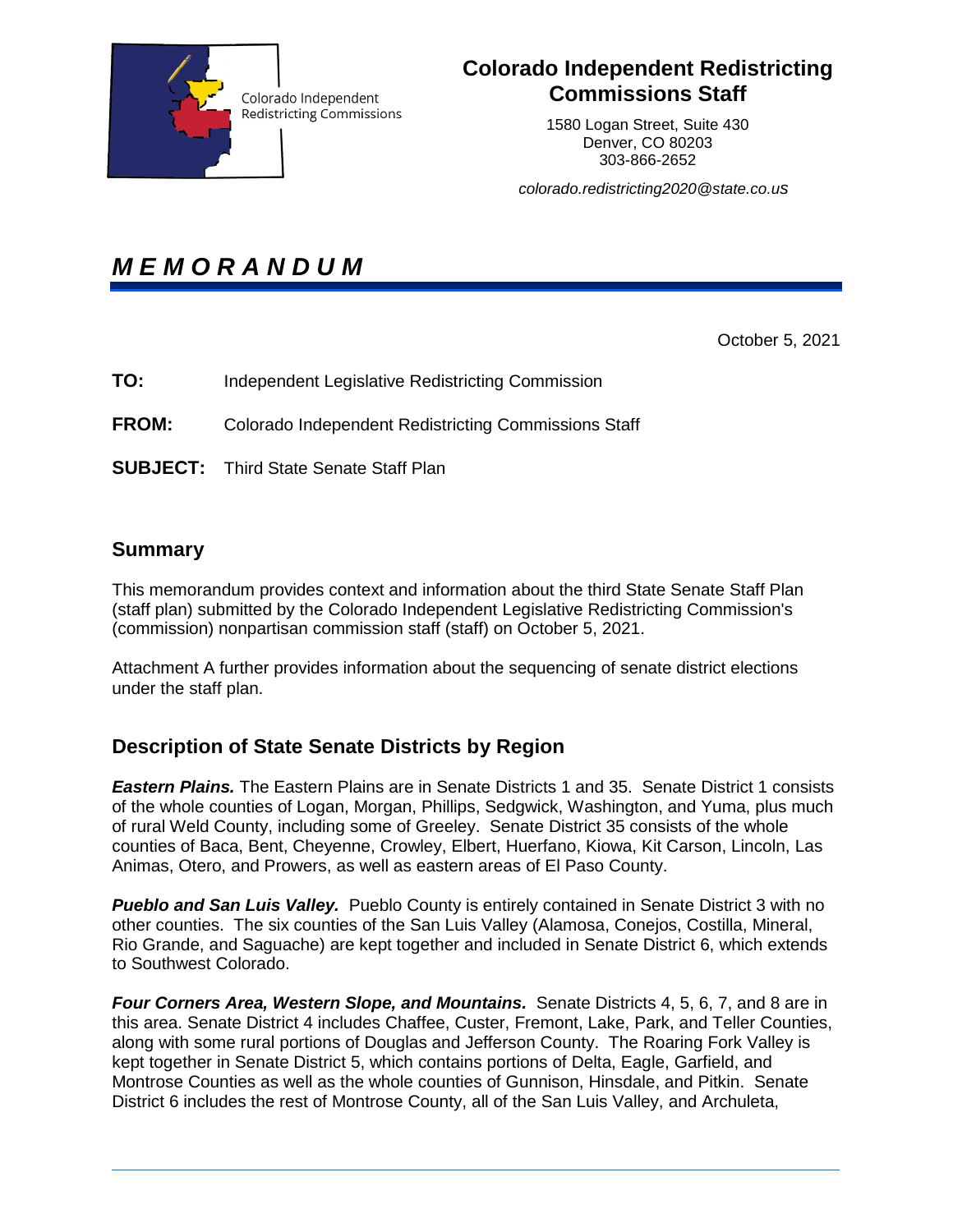Colorado Independent Redistricting Commissions

# Colorado Independent Redistricting Commissions Staff

1580 Logan Street, Suite 430
Denver, CO 80203
303-866-2652

*colorado.redistricting2020@state.co.us*

# *M E M O R A N D U M*

October 5, 2021

**TO:** Independent Legislative Redistricting Commission

**FROM:** Colorado Independent Redistricting Commissions Staff

**SUBJECT:** Third State Senate Staff Plan

## Summary

This memorandum provides context and information about the third State Senate Staff Plan (staff plan) submitted by the Colorado Independent Legislative Redistricting Commission's (commission) nonpartisan commission staff (staff) on October 5, 2021.

Attachment A further provides information about the sequencing of senate district elections under the staff plan.

## Description of State Senate Districts by Region

***Eastern Plains.*** The Eastern Plains are in Senate Districts 1 and 35. Senate District 1 consists of the whole counties of Logan, Morgan, Phillips, Sedgwick, Washington, and Yuma, plus much of rural Weld County, including some of Greeley. Senate District 35 consists of the whole counties of Baca, Bent, Cheyenne, Crowley, Elbert, Huerfano, Kiowa, Kit Carson, Lincoln, Las Animas, Otero, and Prowers, as well as eastern areas of El Paso County.

***Pueblo and San Luis Valley.*** Pueblo County is entirely contained in Senate District 3 with no other counties. The six counties of the San Luis Valley (Alamosa, Conejos, Costilla, Mineral, Rio Grande, and Saguache) are kept together and included in Senate District 6, which extends to Southwest Colorado.

***Four Corners Area, Western Slope, and Mountains.*** Senate Districts 4, 5, 6, 7, and 8 are in this area. Senate District 4 includes Chaffee, Custer, Fremont, Lake, Park, and Teller Counties, along with some rural portions of Douglas and Jefferson County. The Roaring Fork Valley is kept together in Senate District 5, which contains portions of Delta, Eagle, Garfield, and Montrose Counties as well as the whole counties of Gunnison, Hinsdale, and Pitkin. Senate District 6 includes the rest of Montrose County, all of the San Luis Valley, and Archuleta,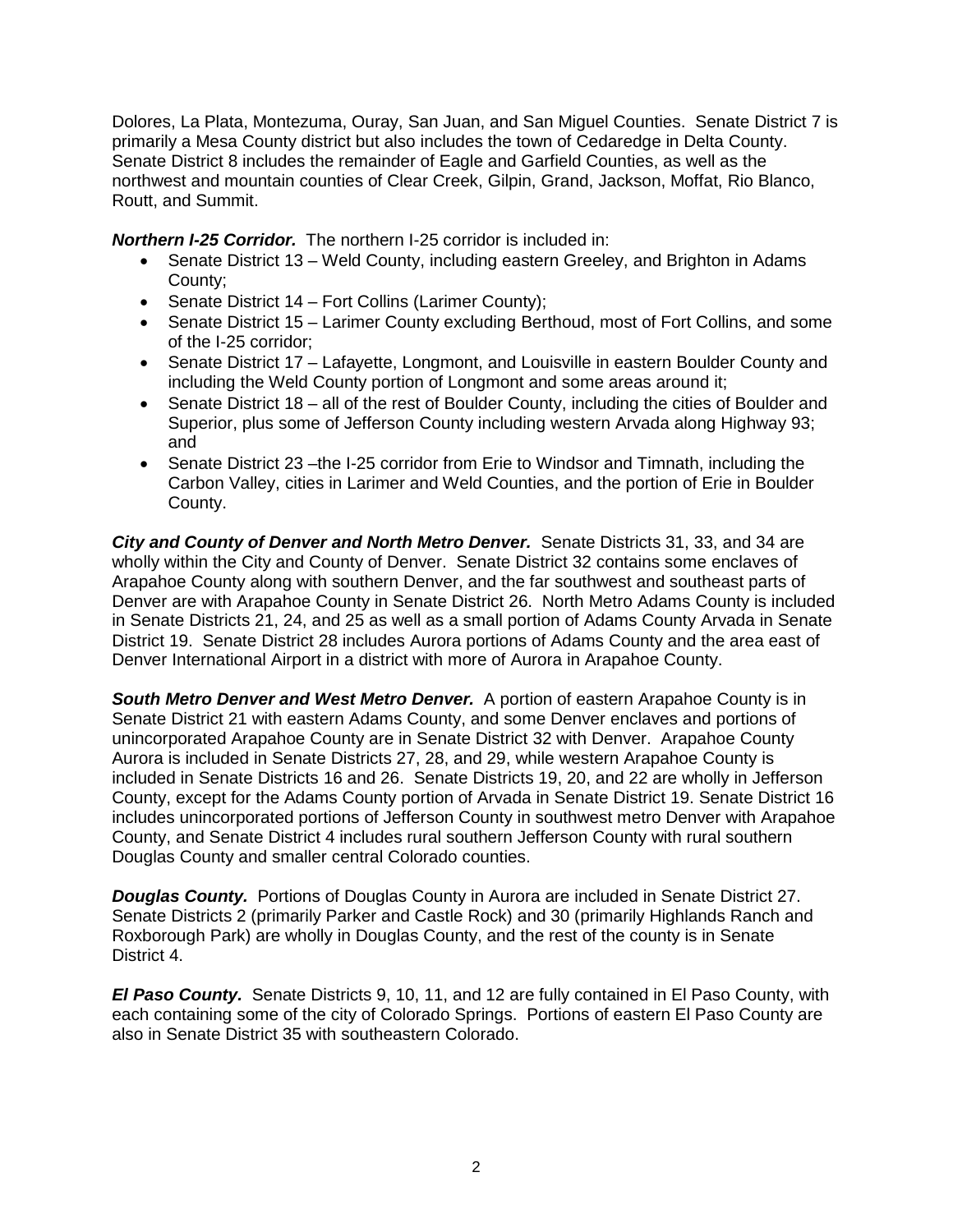Dolores, La Plata, Montezuma, Ouray, San Juan, and San Miguel Counties. Senate District 7 is primarily a Mesa County district but also includes the town of Cedaredge in Delta County. Senate District 8 includes the remainder of Eagle and Garfield Counties, as well as the northwest and mountain counties of Clear Creek, Gilpin, Grand, Jackson, Moffat, Rio Blanco, Routt, and Summit.

***Northern I-25 Corridor.*** The northern I-25 corridor is included in:

- Senate District 13 – Weld County, including eastern Greeley, and Brighton in Adams County;
- Senate District 14 – Fort Collins (Larimer County);
- Senate District 15 – Larimer County excluding Berthoud, most of Fort Collins, and some of the I-25 corridor;
- Senate District 17 – Lafayette, Longmont, and Louisville in eastern Boulder County and including the Weld County portion of Longmont and some areas around it;
- Senate District 18 – all of the rest of Boulder County, including the cities of Boulder and Superior, plus some of Jefferson County including western Arvada along Highway 93; and
- Senate District 23 –the I-25 corridor from Erie to Windsor and Timnath, including the Carbon Valley, cities in Larimer and Weld Counties, and the portion of Erie in Boulder County.

***City and County of Denver and North Metro Denver.*** Senate Districts 31, 33, and 34 are wholly within the City and County of Denver. Senate District 32 contains some enclaves of Arapahoe County along with southern Denver, and the far southwest and southeast parts of Denver are with Arapahoe County in Senate District 26. North Metro Adams County is included in Senate Districts 21, 24, and 25 as well as a small portion of Adams County Arvada in Senate District 19. Senate District 28 includes Aurora portions of Adams County and the area east of Denver International Airport in a district with more of Aurora in Arapahoe County.

***South Metro Denver and West Metro Denver.*** A portion of eastern Arapahoe County is in Senate District 21 with eastern Adams County, and some Denver enclaves and portions of unincorporated Arapahoe County are in Senate District 32 with Denver. Arapahoe County Aurora is included in Senate Districts 27, 28, and 29, while western Arapahoe County is included in Senate Districts 16 and 26. Senate Districts 19, 20, and 22 are wholly in Jefferson County, except for the Adams County portion of Arvada in Senate District 19. Senate District 16 includes unincorporated portions of Jefferson County in southwest metro Denver with Arapahoe County, and Senate District 4 includes rural southern Jefferson County with rural southern Douglas County and smaller central Colorado counties.

***Douglas County.*** Portions of Douglas County in Aurora are included in Senate District 27. Senate Districts 2 (primarily Parker and Castle Rock) and 30 (primarily Highlands Ranch and Roxborough Park) are wholly in Douglas County, and the rest of the county is in Senate District 4.

***El Paso County.*** Senate Districts 9, 10, 11, and 12 are fully contained in El Paso County, with each containing some of the city of Colorado Springs. Portions of eastern El Paso County are also in Senate District 35 with southeastern Colorado.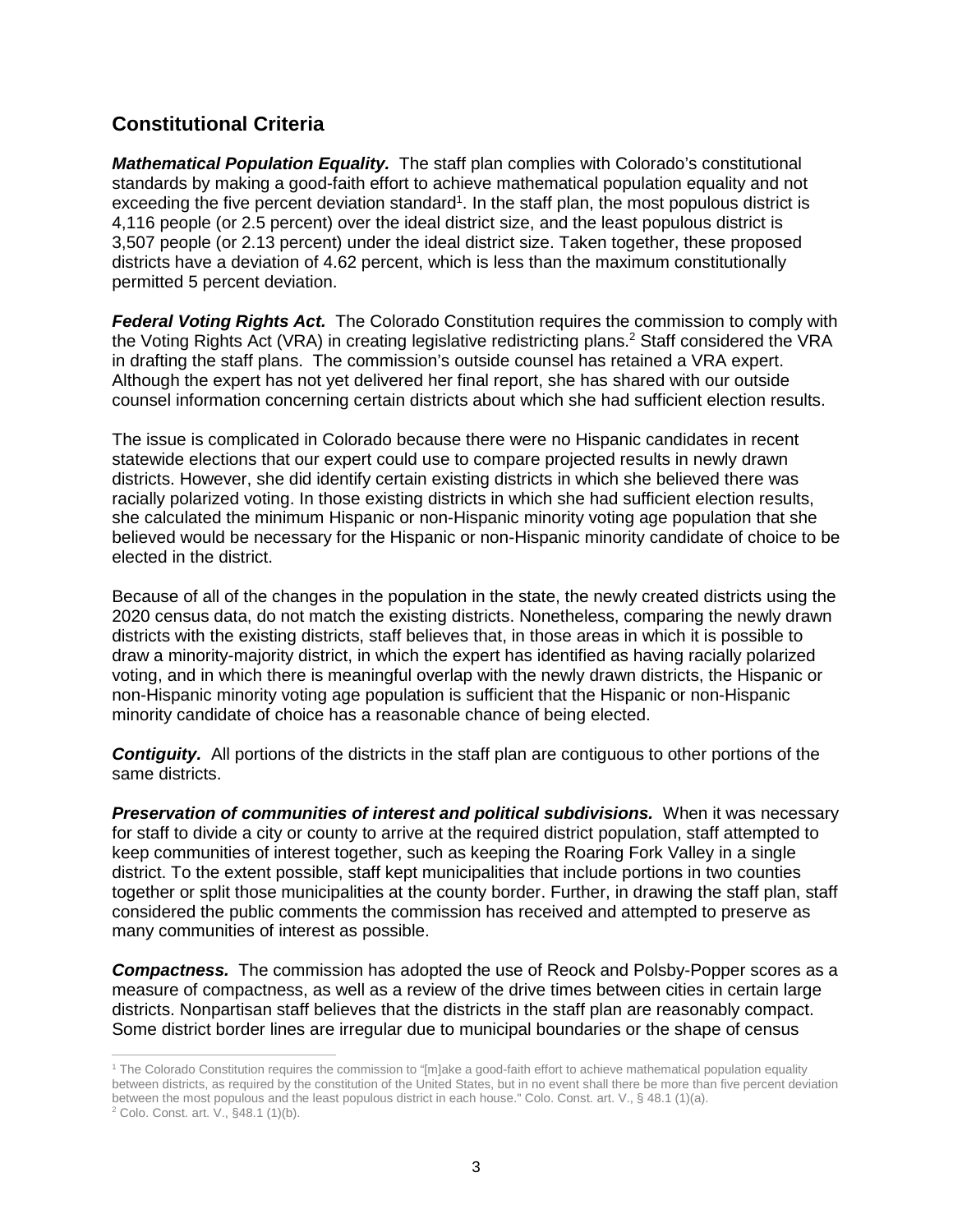## Constitutional Criteria

***Mathematical Population Equality.*** The staff plan complies with Colorado's constitutional standards by making a good-faith effort to achieve mathematical population equality and not exceeding the five percent deviation standard[1]. In the staff plan, the most populous district is 4,116 people (or 2.5 percent) over the ideal district size, and the least populous district is 3,507 people (or 2.13 percent) under the ideal district size. Taken together, these proposed districts have a deviation of 4.62 percent, which is less than the maximum constitutionally permitted 5 percent deviation.

***Federal Voting Rights Act.*** The Colorado Constitution requires the commission to comply with the Voting Rights Act (VRA) in creating legislative redistricting plans.[2] Staff considered the VRA in drafting the staff plans. The commission's outside counsel has retained a VRA expert. Although the expert has not yet delivered her final report, she has shared with our outside counsel information concerning certain districts about which she had sufficient election results.

The issue is complicated in Colorado because there were no Hispanic candidates in recent statewide elections that our expert could use to compare projected results in newly drawn districts. However, she did identify certain existing districts in which she believed there was racially polarized voting. In those existing districts in which she had sufficient election results, she calculated the minimum Hispanic or non-Hispanic minority voting age population that she believed would be necessary for the Hispanic or non-Hispanic minority candidate of choice to be elected in the district.

Because of all of the changes in the population in the state, the newly created districts using the 2020 census data, do not match the existing districts. Nonetheless, comparing the newly drawn districts with the existing districts, staff believes that, in those areas in which it is possible to draw a minority-majority district, in which the expert has identified as having racially polarized voting, and in which there is meaningful overlap with the newly drawn districts, the Hispanic or non-Hispanic minority voting age population is sufficient that the Hispanic or non-Hispanic minority candidate of choice has a reasonable chance of being elected.

***Contiguity.*** All portions of the districts in the staff plan are contiguous to other portions of the same districts.

***Preservation of communities of interest and political subdivisions.*** When it was necessary for staff to divide a city or county to arrive at the required district population, staff attempted to keep communities of interest together, such as keeping the Roaring Fork Valley in a single district. To the extent possible, staff kept municipalities that include portions in two counties together or split those municipalities at the county border. Further, in drawing the staff plan, staff considered the public comments the commission has received and attempted to preserve as many communities of interest as possible.

***Compactness.*** The commission has adopted the use of Reock and Polsby-Popper scores as a measure of compactness, as well as a review of the drive times between cities in certain large districts. Nonpartisan staff believes that the districts in the staff plan are reasonably compact. Some district border lines are irregular due to municipal boundaries or the shape of census

---

[1] The Colorado Constitution requires the commission to "[m]ake a good-faith effort to achieve mathematical population equality between districts, as required by the constitution of the United States, but in no event shall there be more than five percent deviation between the most populous and the least populous district in each house." Colo. Const. art. V., § 48.1 (1)(a).

[2] Colo. Const. art. V., §48.1 (1)(b).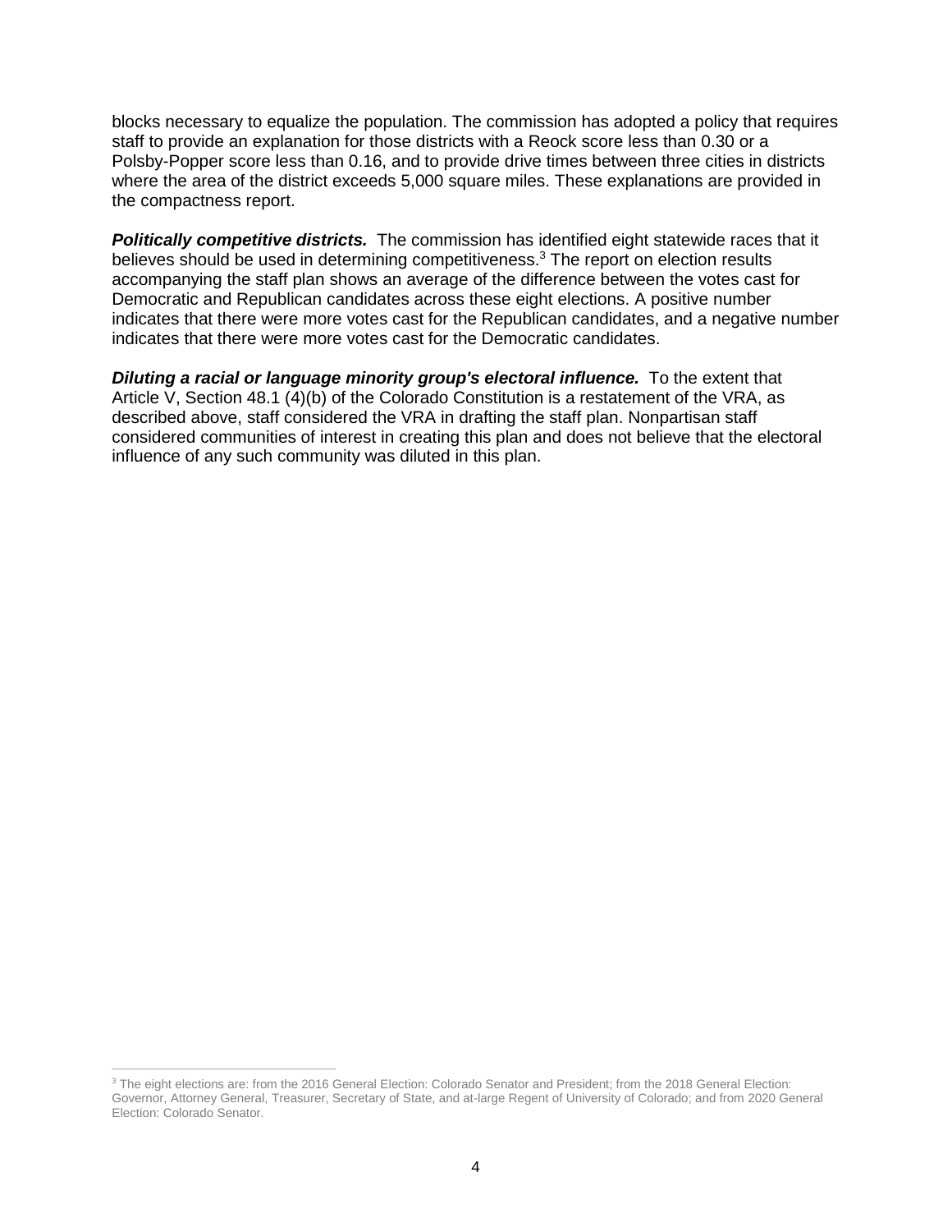blocks necessary to equalize the population. The commission has adopted a policy that requires staff to provide an explanation for those districts with a Reock score less than 0.30 or a Polsby-Popper score less than 0.16, and to provide drive times between three cities in districts where the area of the district exceeds 5,000 square miles. These explanations are provided in the compactness report.

***Politically competitive districts.*** The commission has identified eight statewide races that it believes should be used in determining competitiveness.[3] The report on election results accompanying the staff plan shows an average of the difference between the votes cast for Democratic and Republican candidates across these eight elections. A positive number indicates that there were more votes cast for the Republican candidates, and a negative number indicates that there were more votes cast for the Democratic candidates.

***Diluting a racial or language minority group's electoral influence.*** To the extent that Article V, Section 48.1 (4)(b) of the Colorado Constitution is a restatement of the VRA, as described above, staff considered the VRA in drafting the staff plan. Nonpartisan staff considered communities of interest in creating this plan and does not believe that the electoral influence of any such community was diluted in this plan.

---

[3] The eight elections are: from the 2016 General Election: Colorado Senator and President; from the 2018 General Election: Governor, Attorney General, Treasurer, Secretary of State, and at-large Regent of University of Colorado; and from 2020 General Election: Colorado Senator.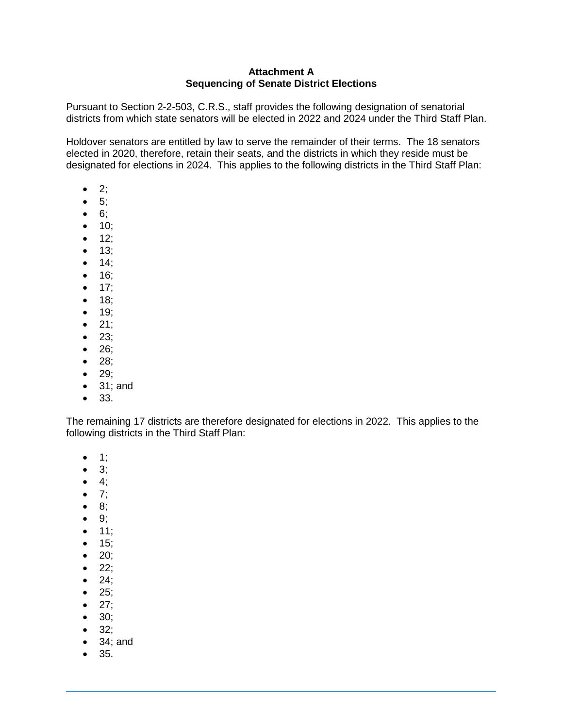**Attachment A**
**Sequencing of Senate District Elections**

Pursuant to Section 2-2-503, C.R.S., staff provides the following designation of senatorial districts from which state senators will be elected in 2022 and 2024 under the Third Staff Plan.

Holdover senators are entitled by law to serve the remainder of their terms. The 18 senators elected in 2020, therefore, retain their seats, and the districts in which they reside must be designated for elections in 2024. This applies to the following districts in the Third Staff Plan:

- 2;
- 5;
- 6;
- 10;
- 12;
- 13;
- 14;
- 16;
- 17;
- 18;
- 19;
- 21;
- 23;
- 26;
- 28;
- 29;
- 31; and
- 33.

The remaining 17 districts are therefore designated for elections in 2022. This applies to the following districts in the Third Staff Plan:

- 1;
- 3;
- 4;
- 7;
- 8;
- 9;
- 11;
- 15;
- 20;
- 22;
- 24;
- 25;
- 27;
- 30;
- 32;
- 34; and
- 35.